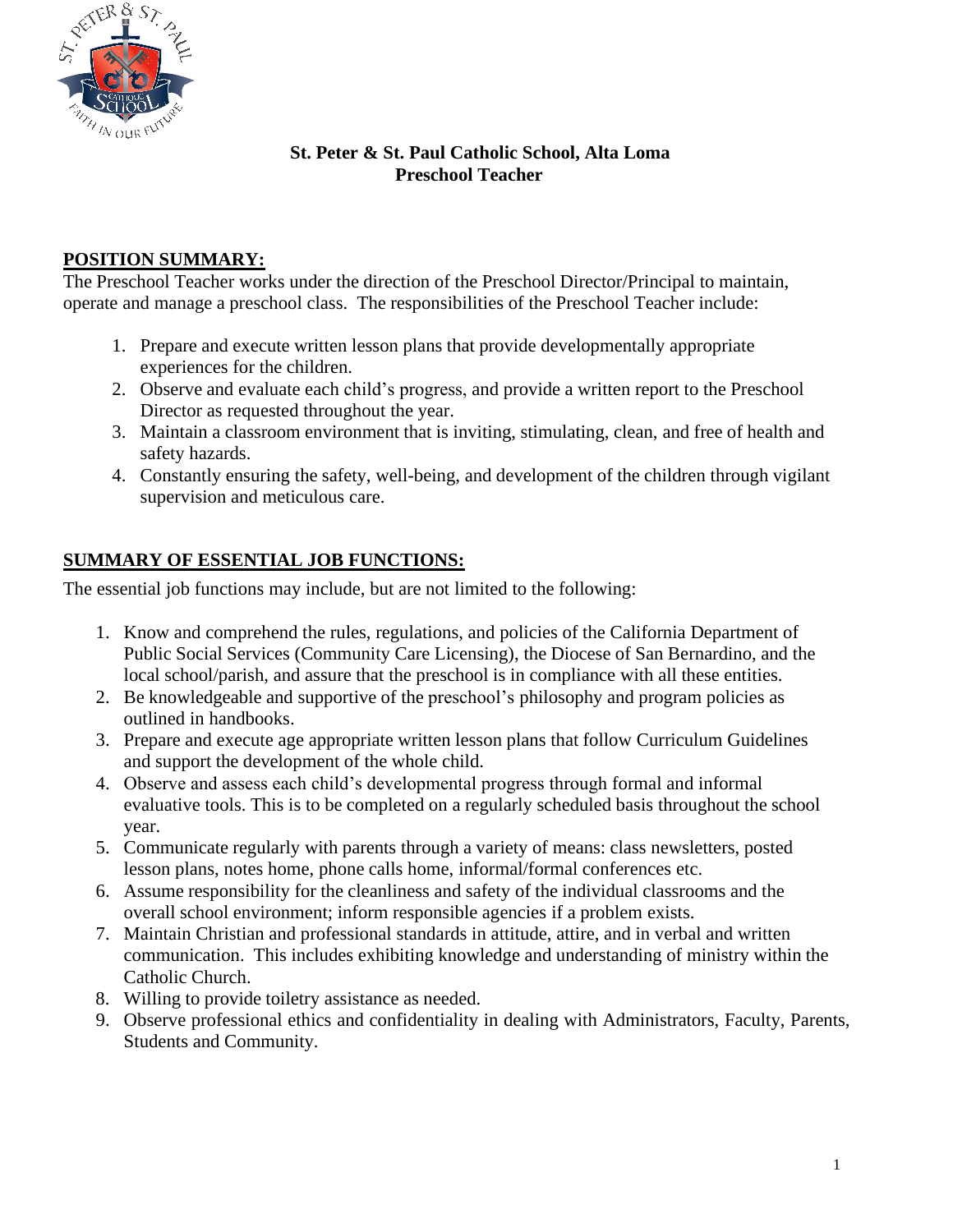**St. Peter & St. Paul Catholic School, Alta Loma**
**Preschool Teacher**

## POSITION SUMMARY:

The Preschool Teacher works under the direction of the Preschool Director/Principal to maintain, operate and manage a preschool class. The responsibilities of the Preschool Teacher include:

1. Prepare and execute written lesson plans that provide developmentally appropriate experiences for the children.
2. Observe and evaluate each child's progress, and provide a written report to the Preschool Director as requested throughout the year.
3. Maintain a classroom environment that is inviting, stimulating, clean, and free of health and safety hazards.
4. Constantly ensuring the safety, well-being, and development of the children through vigilant supervision and meticulous care.

## SUMMARY OF ESSENTIAL JOB FUNCTIONS:

The essential job functions may include, but are not limited to the following:

1. Know and comprehend the rules, regulations, and policies of the California Department of Public Social Services (Community Care Licensing), the Diocese of San Bernardino, and the local school/parish, and assure that the preschool is in compliance with all these entities.
2. Be knowledgeable and supportive of the preschool's philosophy and program policies as outlined in handbooks.
3. Prepare and execute age appropriate written lesson plans that follow Curriculum Guidelines and support the development of the whole child.
4. Observe and assess each child's developmental progress through formal and informal evaluative tools. This is to be completed on a regularly scheduled basis throughout the school year.
5. Communicate regularly with parents through a variety of means: class newsletters, posted lesson plans, notes home, phone calls home, informal/formal conferences etc.
6. Assume responsibility for the cleanliness and safety of the individual classrooms and the overall school environment; inform responsible agencies if a problem exists.
7. Maintain Christian and professional standards in attitude, attire, and in verbal and written communication. This includes exhibiting knowledge and understanding of ministry within the Catholic Church.
8. Willing to provide toiletry assistance as needed.
9. Observe professional ethics and confidentiality in dealing with Administrators, Faculty, Parents, Students and Community.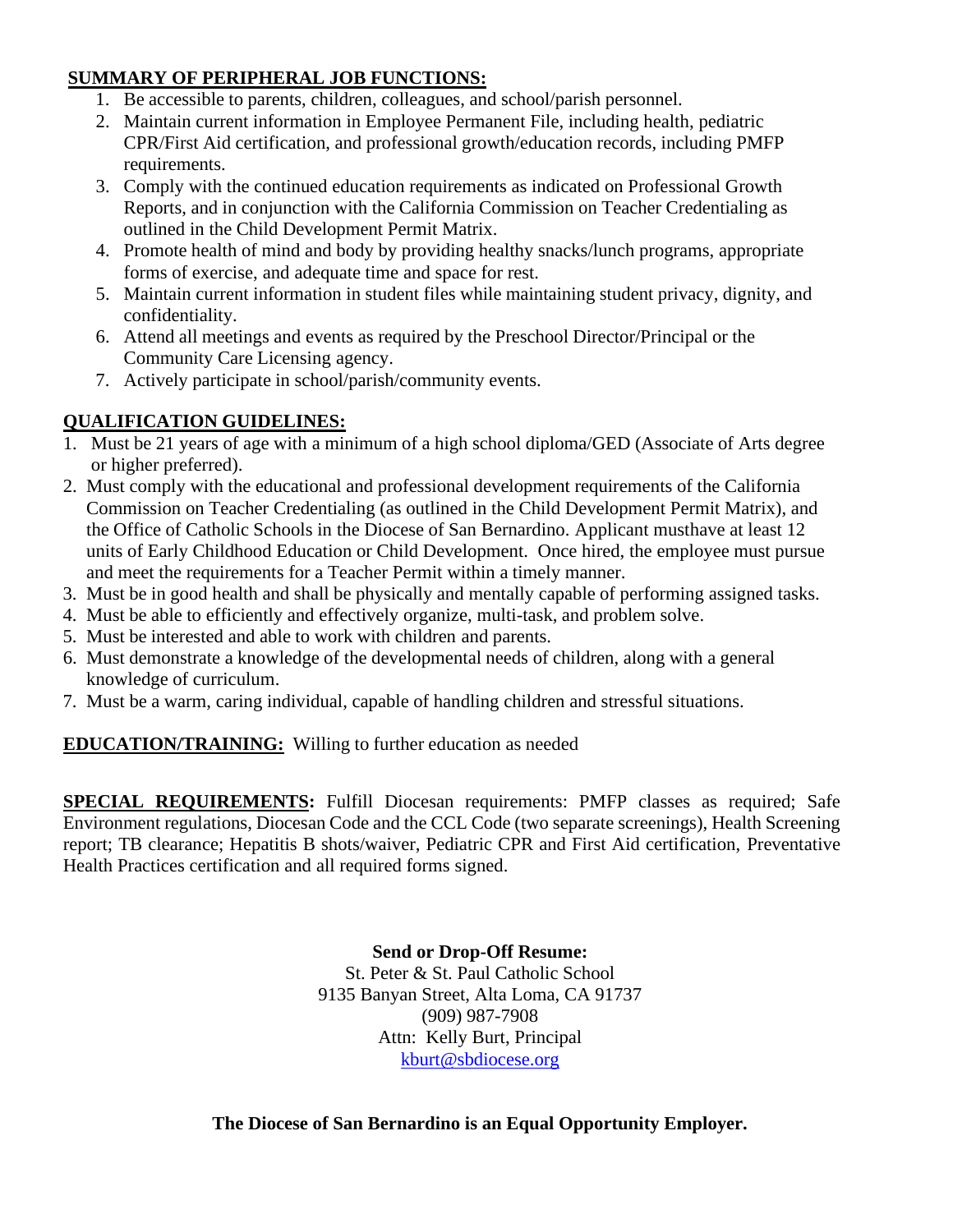**SUMMARY OF PERIPHERAL JOB FUNCTIONS:**

1. Be accessible to parents, children, colleagues, and school/parish personnel.
2. Maintain current information in Employee Permanent File, including health, pediatric CPR/First Aid certification, and professional growth/education records, including PMFP requirements.
3. Comply with the continued education requirements as indicated on Professional Growth Reports, and in conjunction with the California Commission on Teacher Credentialing as outlined in the Child Development Permit Matrix.
4. Promote health of mind and body by providing healthy snacks/lunch programs, appropriate forms of exercise, and adequate time and space for rest.
5. Maintain current information in student files while maintaining student privacy, dignity, and confidentiality.
6. Attend all meetings and events as required by the Preschool Director/Principal or the Community Care Licensing agency.
7. Actively participate in school/parish/community events.

**QUALIFICATION GUIDELINES:**

1. Must be 21 years of age with a minimum of a high school diploma/GED (Associate of Arts degree or higher preferred).
2. Must comply with the educational and professional development requirements of the California Commission on Teacher Credentialing (as outlined in the Child Development Permit Matrix), and the Office of Catholic Schools in the Diocese of San Bernardino. Applicant musthave at least 12 units of Early Childhood Education or Child Development. Once hired, the employee must pursue and meet the requirements for a Teacher Permit within a timely manner.
3. Must be in good health and shall be physically and mentally capable of performing assigned tasks.
4. Must be able to efficiently and effectively organize, multi-task, and problem solve.
5. Must be interested and able to work with children and parents.
6. Must demonstrate a knowledge of the developmental needs of children, along with a general knowledge of curriculum.
7. Must be a warm, caring individual, capable of handling children and stressful situations.

**EDUCATION/TRAINING:** Willing to further education as needed

**SPECIAL REQUIREMENTS:** Fulfill Diocesan requirements: PMFP classes as required; Safe Environment regulations, Diocesan Code and the CCL Code (two separate screenings), Health Screening report; TB clearance; Hepatitis B shots/waiver, Pediatric CPR and First Aid certification, Preventative Health Practices certification and all required forms signed.

**Send or Drop-Off Resume:**
St. Peter & St. Paul Catholic School
9135 Banyan Street, Alta Loma, CA 91737
(909) 987-7908
Attn: Kelly Burt, Principal
kburt@sbdiocese.org

**The Diocese of San Bernardino is an Equal Opportunity Employer.**